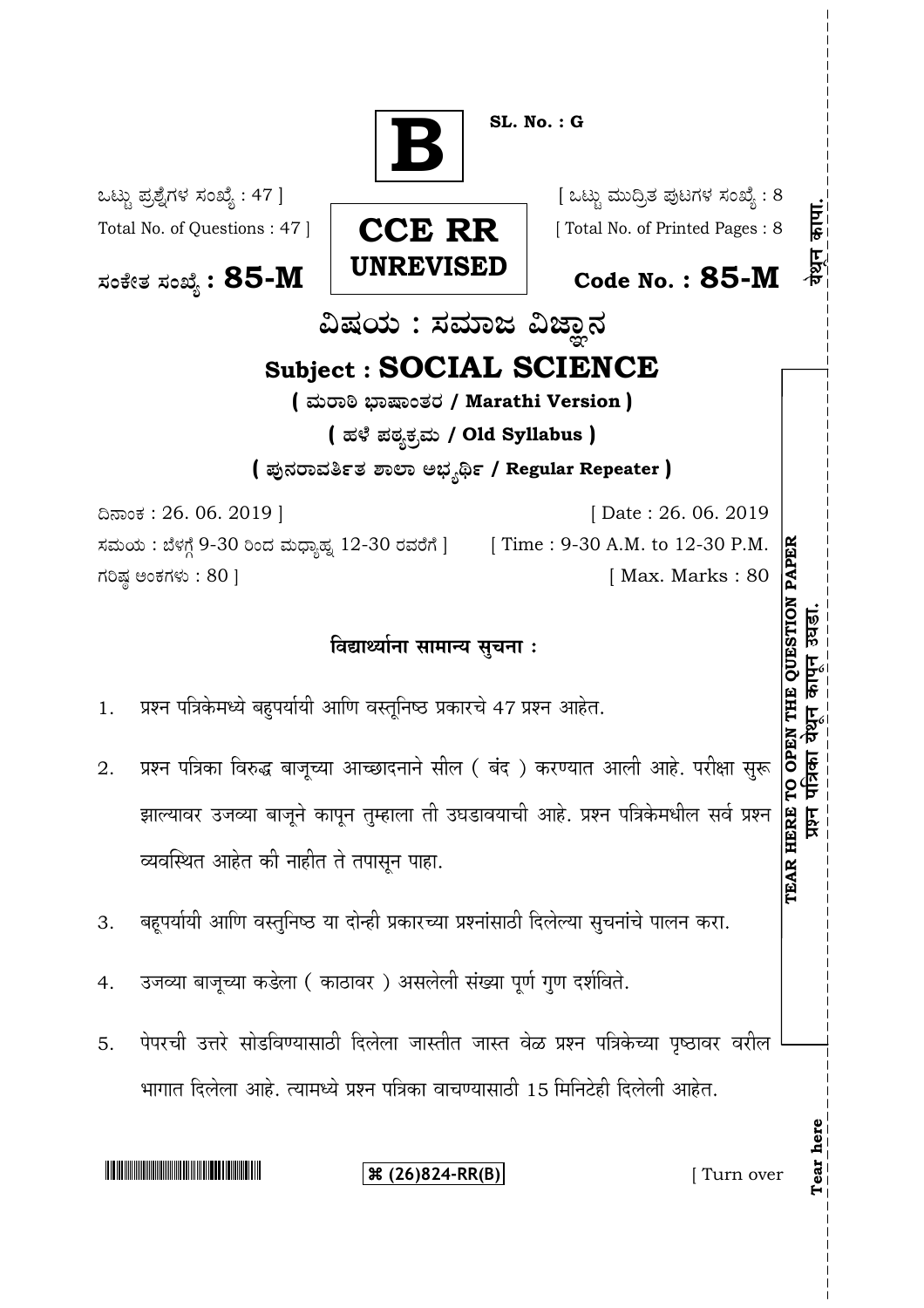**B**

SL. No. : G

ಒಟ್ಟು ಪ್ರಶ್ನೆಗಳ ಸಂಖ್ಯೆ : 47 ]
Total No. of Questions : 47 ]

**CCE RR**
**UNREVISED**

[ ಒಟ್ಟು ಮುದ್ರಿತ ಪುಟಗಳ ಸಂಖ್ಯೆ : 8
[ Total No. of Printed Pages : 8

ಸಂಕೇತ ಸಂಖ್ಯೆ : **85-M** — **Code No. : 85-M**

# ವಿಷಯ : ಸಮಾಜ ವಿಜ್ಞಾನ

# Subject : SOCIAL SCIENCE

**( ಮರಾಠಿ ಭಾಷಾಂತರ / Marathi Version )**

**( ಹಳೆ ಪಠ್ಯಕ್ರಮ / Old Syllabus )**

**( ಪುನರಾವರ್ತಿತ ಶಾಲಾ ಅಭ್ಯರ್ಥಿ / Regular Repeater )**

ದಿನಾಂಕ : 26. 06. 2019 ] — [ Date : 26. 06. 2019

ಸಮಯ : ಬೆಳಗ್ಗೆ 9-30 ರಿಂದ ಮಧ್ಯಾಹ್ನ 12-30 ರವರೆಗೆ ] — [ Time : 9-30 A.M. to 12-30 P.M.

ಗರಿಷ್ಠ ಅಂಕಗಳು : 80 ] — [ Max. Marks : 80

TEAR HERE TO OPEN THE QUESTION PAPER — प्रश्न पत्रिका येथून कापून उघडा.

येथून कापा.

## विद्यार्थ्यांना सामान्य सुचना :

1. प्रश्न पत्रिकेमध्ये बहुपर्यायी आणि वस्तूनिष्ठ प्रकारचे 47 प्रश्न आहेत.

2. प्रश्न पत्रिका विरुद्ध बाजूच्या आच्छादनाने सील ( बंद ) करण्यात आली आहे. परीक्षा सुरू झाल्यावर उजव्या बाजूने कापून तुम्हाला ती उघडावयाची आहे. प्रश्न पत्रिकेमधील सर्व प्रश्न व्यवस्थित आहेत की नाहीत ते तपासून पाहा.

3. बहूपर्यायी आणि वस्तुनिष्ठ या दोन्ही प्रकारच्या प्रश्नांसाठी दिलेल्या सुचनांचे पालन करा.

4. उजव्या बाजूच्या कडेला ( काठावर ) असलेली संख्या पूर्ण गुण दर्शविते.

5. पेपरची उत्तरे सोडविण्यासाठी दिलेला जास्तीत जास्त वेळ प्रश्न पत्रिकेच्या पृष्ठावर वरील भागात दिलेला आहे. त्यामध्ये प्रश्न पत्रिका वाचण्यासाठी 15 मिनिटेही दिलेली आहेत.

⌘ (26)824-RR(B)

[ Turn over

Tear here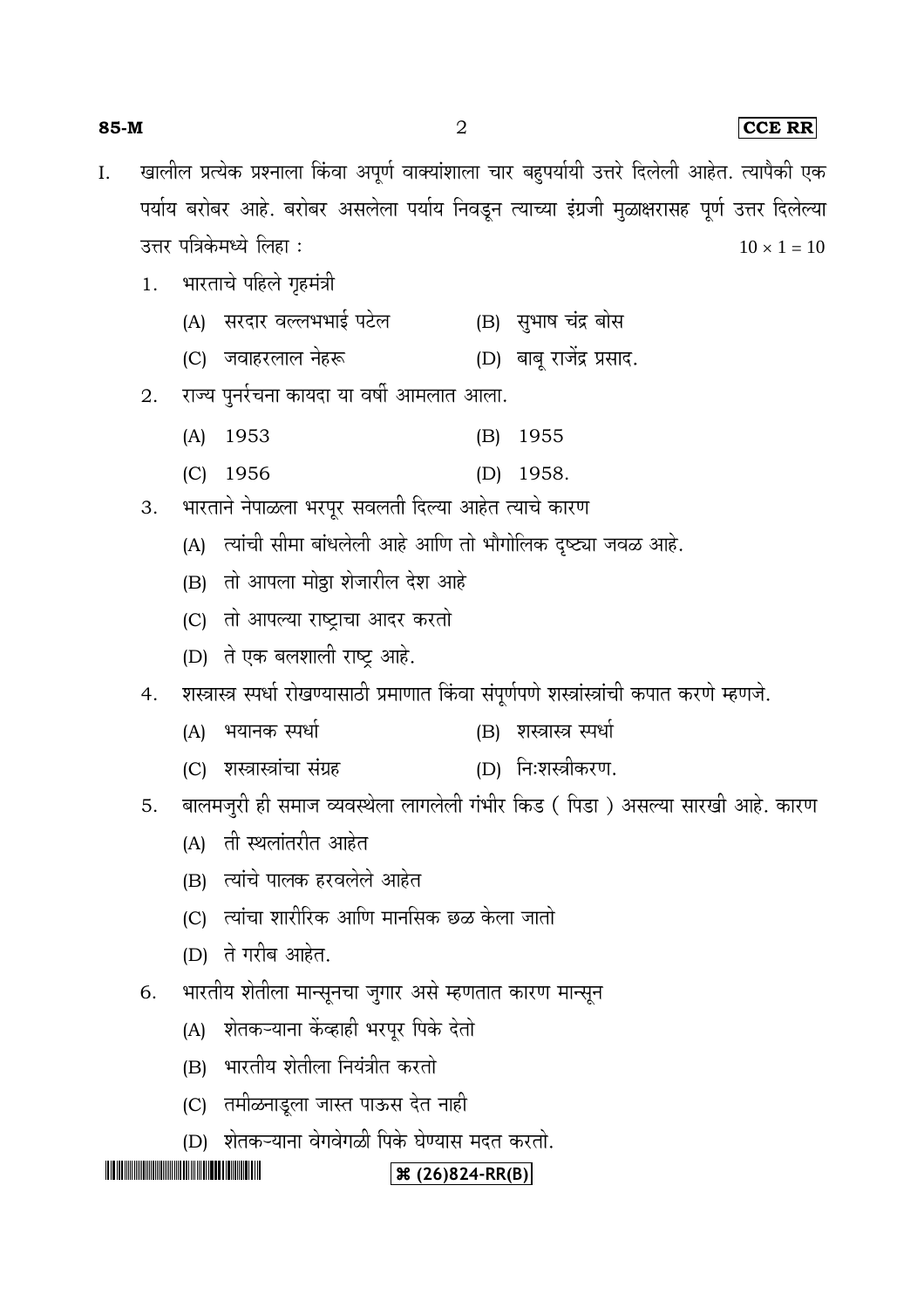I. खालील प्रत्येक प्रश्नाला किंवा अपूर्ण वाक्यांशाला चार बहुपर्यायी उत्तरे दिलेली आहेत. त्यापैकी एक पर्याय बरोबर आहे. बरोबर असलेला पर्याय निवडून त्याच्या इंग्रजी मुळाक्षरासह पूर्ण उत्तर दिलेल्या उत्तर पत्रिकेमध्ये लिहा : $10 \times 1 = 10$

1. भारताचे पहिले गृहमंत्री
   - (A) सरदार वल्लभभाई पटेल
   - (B) सुभाष चंद्र बोस
   - (C) जवाहरलाल नेहरू
   - (D) बाबू राजेंद्र प्रसाद.

2. राज्य पुनर्रचना कायदा या वर्षी आमलात आला.
   - (A) 1953
   - (B) 1955
   - (C) 1956
   - (D) 1958.

3. भारताने नेपाळला भरपूर सवलती दिल्या आहेत त्याचे कारण
   - (A) त्यांची सीमा बांधलेली आहे आणि तो भौगोलिक दृष्ट्या जवळ आहे.
   - (B) तो आपला मोठ्ठा शेजारील देश आहे
   - (C) तो आपल्या राष्ट्राचा आदर करतो
   - (D) ते एक बलशाली राष्ट्र आहे.

4. शस्त्रास्त्र स्पर्धा रोखण्यासाठी प्रमाणात किंवा संपूर्णपणे शस्त्रांस्त्रांची कपात करणे म्हणजे.
   - (A) भयानक स्पर्धा
   - (B) शस्त्रास्त्र स्पर्धा
   - (C) शस्त्रास्त्रांचा संग्रह
   - (D) निःशस्त्रीकरण.

5. बालमजुरी ही समाज व्यवस्थेला लागलेली गंभीर किड ( पिडा ) असल्या सारखी आहे. कारण
   - (A) ती स्थलांतरीत आहेत
   - (B) त्यांचे पालक हरवलेले आहेत
   - (C) त्यांचा शारीरिक आणि मानसिक छळ केला जातो
   - (D) ते गरीब आहेत.

6. भारतीय शेतीला मान्सूनचा जुगार असे म्हणतात कारण मान्सून
   - (A) शेतकऱ्याना केंव्हाही भरपूर पिके देतो
   - (B) भारतीय शेतीला नियंत्रीत करतो
   - (C) तमीळनाडूला जास्त पाऊस देत नाही
   - (D) शेतकऱ्याना वेगवेगळी पिके घेण्यास मदत करतो.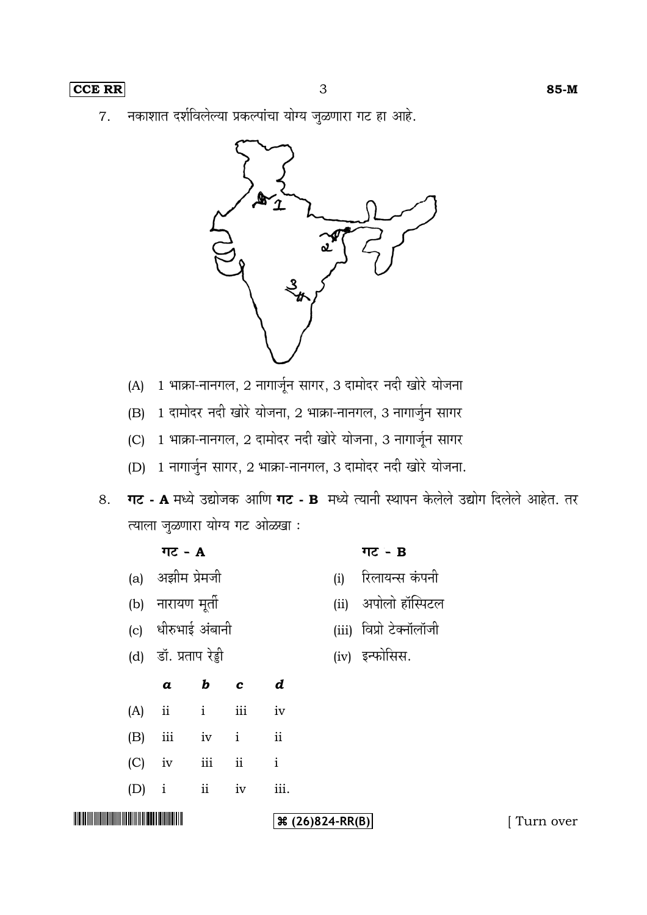7. नकाशात दर्शविलेल्या प्रकल्पांचा योग्य जुळणारा गट हा आहे.

(A) 1 भाक्रा-नानगल, 2 नागार्जून सागर, 3 दामोदर नदी खोरे योजना

(B) 1 दामोदर नदी खोरे योजना, 2 भाक्रा-नानगल, 3 नागार्जुन सागर

(C) 1 भाक्रा-नानगल, 2 दामोदर नदी खोरे योजना, 3 नागार्जून सागर

(D) 1 नागार्जुन सागर, 2 भाक्रा-नानगल, 3 दामोदर नदी खोरे योजना.

8. **गट - A** मध्ये उद्योजक आणि **गट - B** मध्ये त्यानी स्थापन केलेले उद्योग दिलेले आहेत. तर त्याला जुळणारा योग्य गट ओळखा :

| गट - A | गट - B |
|---|---|
| (a) अझीम प्रेमजी | (i) रिलायन्स कंपनी |
| (b) नारायण मूर्ती | (ii) अपोलो हॉस्पिटल |
| (c) धीरुभाई अंबानी | (iii) विप्रो टेक्नॉलॉजी |
| (d) डॉ. प्रताप रेड्डी | (iv) इन्फोसिस. |

| | *a* | *b* | *c* | *d* |
|---|---|---|---|---|
| (A) | ii | i | iii | iv |
| (B) | iii | iv | i | ii |
| (C) | iv | iii | ii | i |
| (D) | i | ii | iv | iii. |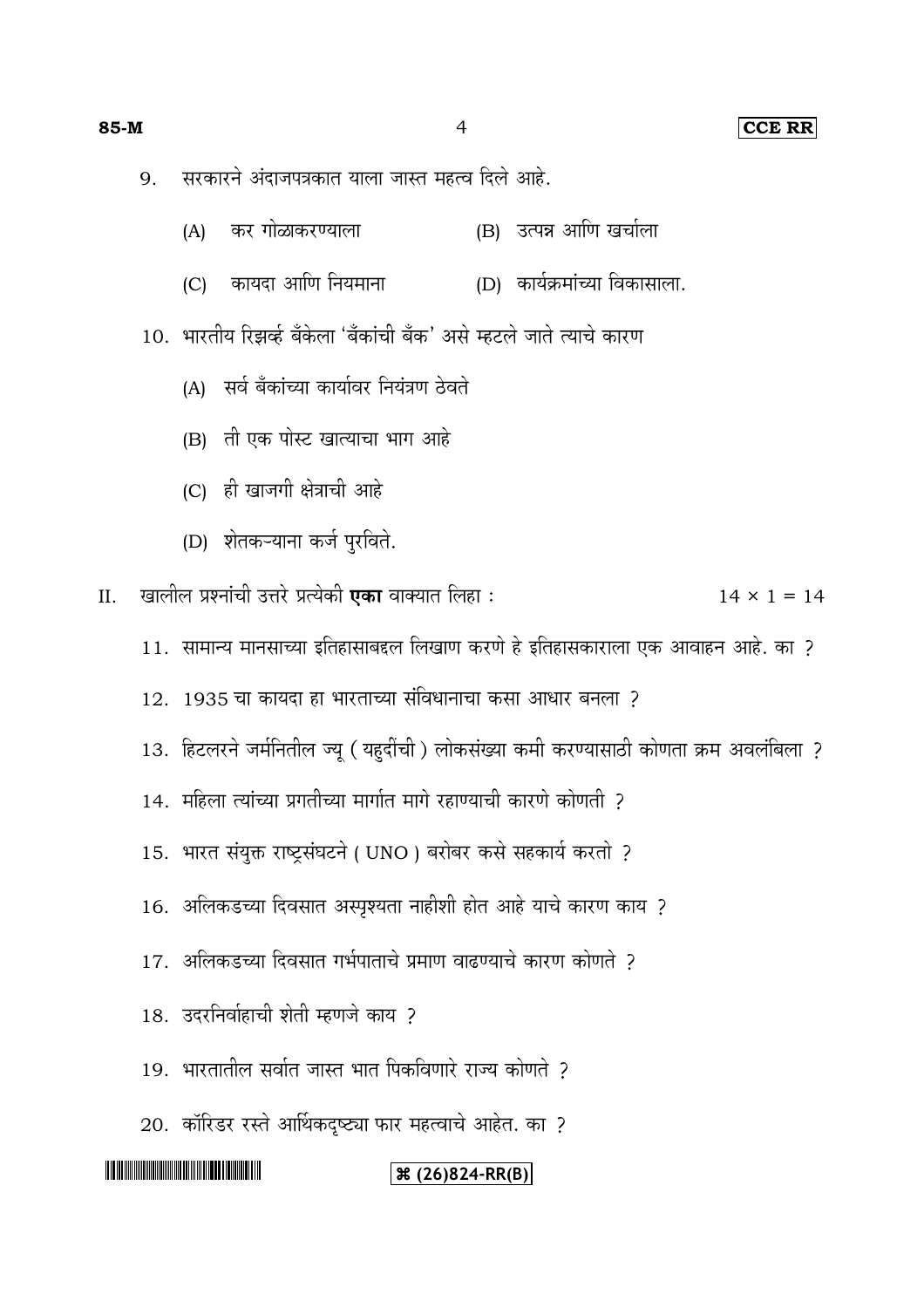9. सरकारने अंदाजपत्रकात याला जास्त महत्व दिले आहे.

   (A) कर गोळाकरण्याला
   (B) उत्पन्न आणि खर्चाला
   (C) कायदा आणि नियमाना
   (D) कार्यक्रमांच्या विकासाला.

10. भारतीय रिझर्व्ह बँकेला 'बँकांची बँक' असे म्हटले जाते त्याचे कारण

    (A) सर्व बँकांच्या कार्यावर नियंत्रण ठेवते
    (B) ती एक पोस्ट खात्याचा भाग आहे
    (C) ही खाजगी क्षेत्राची आहे
    (D) शेतकऱ्याना कर्ज पुरविते.

II. खालील प्रश्नांची उत्तरे प्रत्येकी **एका** वाक्यात लिहा : $14 \times 1 = 14$

11. सामान्य मानसाच्या इतिहासाबद्दल लिखाण करणे हे इतिहासकाराला एक आवाहन आहे. का ?

12. 1935 चा कायदा हा भारताच्या संविधानाचा कसा आधार बनला ?

13. हिटलरने जर्मनितील ज्यू ( यहुदींची ) लोकसंख्या कमी करण्यासाठी कोणता क्रम अवलंबिला ?

14. महिला त्यांच्या प्रगतीच्या मार्गात मागे रहाण्याची कारणे कोणती ?

15. भारत संयुक्त राष्ट्रसंघटने ( UNO ) बरोबर कसे सहकार्य करतो ?

16. अलिकडच्या दिवसात अस्पृश्यता नाहीशी होत आहे याचे कारण काय ?

17. अलिकडच्या दिवसात गर्भपाताचे प्रमाण वाढण्याचे कारण कोणते ?

18. उदरनिर्वाहाची शेती म्हणजे काय ?

19. भारतातील सर्वात जास्त भात पिकविणारे राज्य कोणते ?

20. कॉरिडर रस्ते आर्थिकदृष्ट्या फार महत्वाचे आहेत. का ?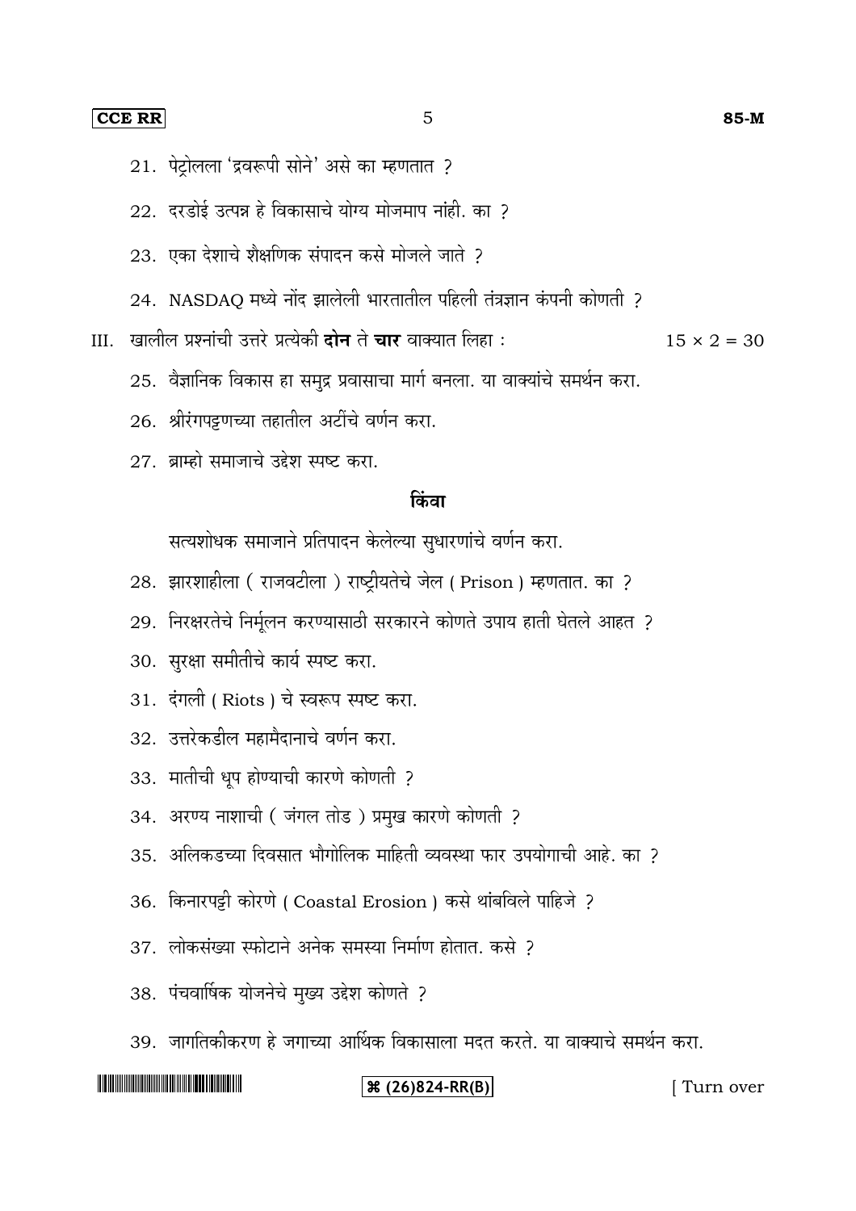21. पेट्रोलला 'द्रवरूपी सोने' असे का म्हणतात ?

22. दरडोई उत्पन्न हे विकासाचे योग्य मोजमाप नांही. का ?

23. एका देशाचे शैक्षणिक संपादन कसे मोजले जाते ?

24. NASDAQ मध्ये नोंद झालेली भारतातील पहिली तंत्रज्ञान कंपनी कोणती ?

III. खालील प्रश्नांची उत्तरे प्रत्येकी **दोन** ते **चार** वाक्यात लिहा : $15 \times 2 = 30$

25. वैज्ञानिक विकास हा समुद्र प्रवासाचा मार्ग बनला. या वाक्यांचे समर्थन करा.

26. श्रीरंगपट्टणच्या तहातील अटींचे वर्णन करा.

27. ब्राम्हो समाजाचे उद्देश स्पष्ट करा.

**किंवा**

सत्यशोधक समाजाने प्रतिपादन केलेल्या सुधारणांचे वर्णन करा.

28. झारशाहीला ( राजवटीला ) राष्ट्रीयतेचे जेल ( Prison ) म्हणतात. का ?

29. निरक्षरतेचे निर्मूलन करण्यासाठी सरकारने कोणते उपाय हाती घेतले आहत ?

30. सुरक्षा समीतीचे कार्य स्पष्ट करा.

31. दंगली ( Riots ) चे स्वरूप स्पष्ट करा.

32. उत्तरेकडील महामैदानाचे वर्णन करा.

33. मातीची धूप होण्याची कारणे कोणती ?

34. अरण्य नाशाची ( जंगल तोड ) प्रमुख कारणे कोणती ?

35. अलिकडच्या दिवसात भौगोलिक माहिती व्यवस्था फार उपयोगाची आहे. का ?

36. किनारपट्टी कोरणे ( Coastal Erosion ) कसे थांबविले पाहिजे ?

37. लोकसंख्या स्फोटाने अनेक समस्या निर्माण होतात. कसे ?

38. पंचवार्षिक योजनेचे मुख्य उद्देश कोणते ?

39. जागतिकीकरण हे जगाच्या आर्थिक विकासाला मदत करते. या वाक्याचे समर्थन करा.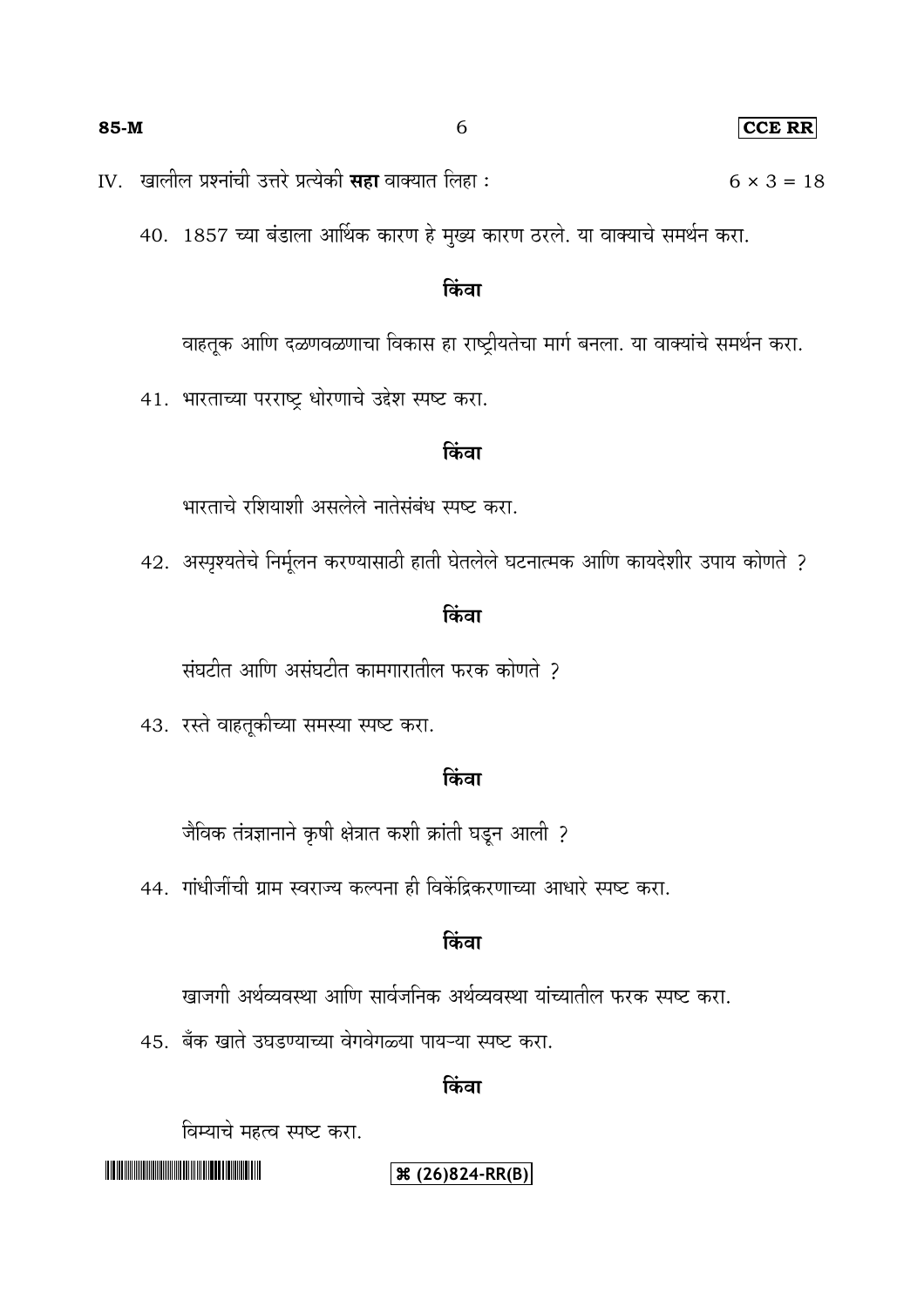IV. खालील प्रश्नांची उत्तरे प्रत्येकी **सहा** वाक्यात लिहा : $6 \times 3 = 18$

40. 1857 च्या बंडाला आर्थिक कारण हे मुख्य कारण ठरले. या वाक्याचे समर्थन करा.

**किंवा**

वाहतूक आणि दळणवळणाचा विकास हा राष्ट्रीयतेचा मार्ग बनला. या वाक्यांचे समर्थन करा.

41. भारताच्या परराष्ट्र धोरणाचे उद्देश स्पष्ट करा.

**किंवा**

भारताचे रशियाशी असलेले नातेसंबंध स्पष्ट करा.

42. अस्पृश्यतेचे निर्मूलन करण्यासाठी हाती घेतलेले घटनात्मक आणि कायदेशीर उपाय कोणते ?

**किंवा**

संघटीत आणि असंघटीत कामगारातील फरक कोणते ?

43. रस्ते वाहतूकीच्या समस्या स्पष्ट करा.

**किंवा**

जैविक तंत्रज्ञानाने कृषी क्षेत्रात कशी क्रांती घडून आली ?

44. गांधीजींची ग्राम स्वराज्य कल्पना ही विकेंद्रिकरणाच्या आधारे स्पष्ट करा.

**किंवा**

खाजगी अर्थव्यवस्था आणि सार्वजनिक अर्थव्यवस्था यांच्यातील फरक स्पष्ट करा.

45. बँक खाते उघडण्याच्या वेगवेगळ्या पायऱ्या स्पष्ट करा.

**किंवा**

विम्याचे महत्व स्पष्ट करा.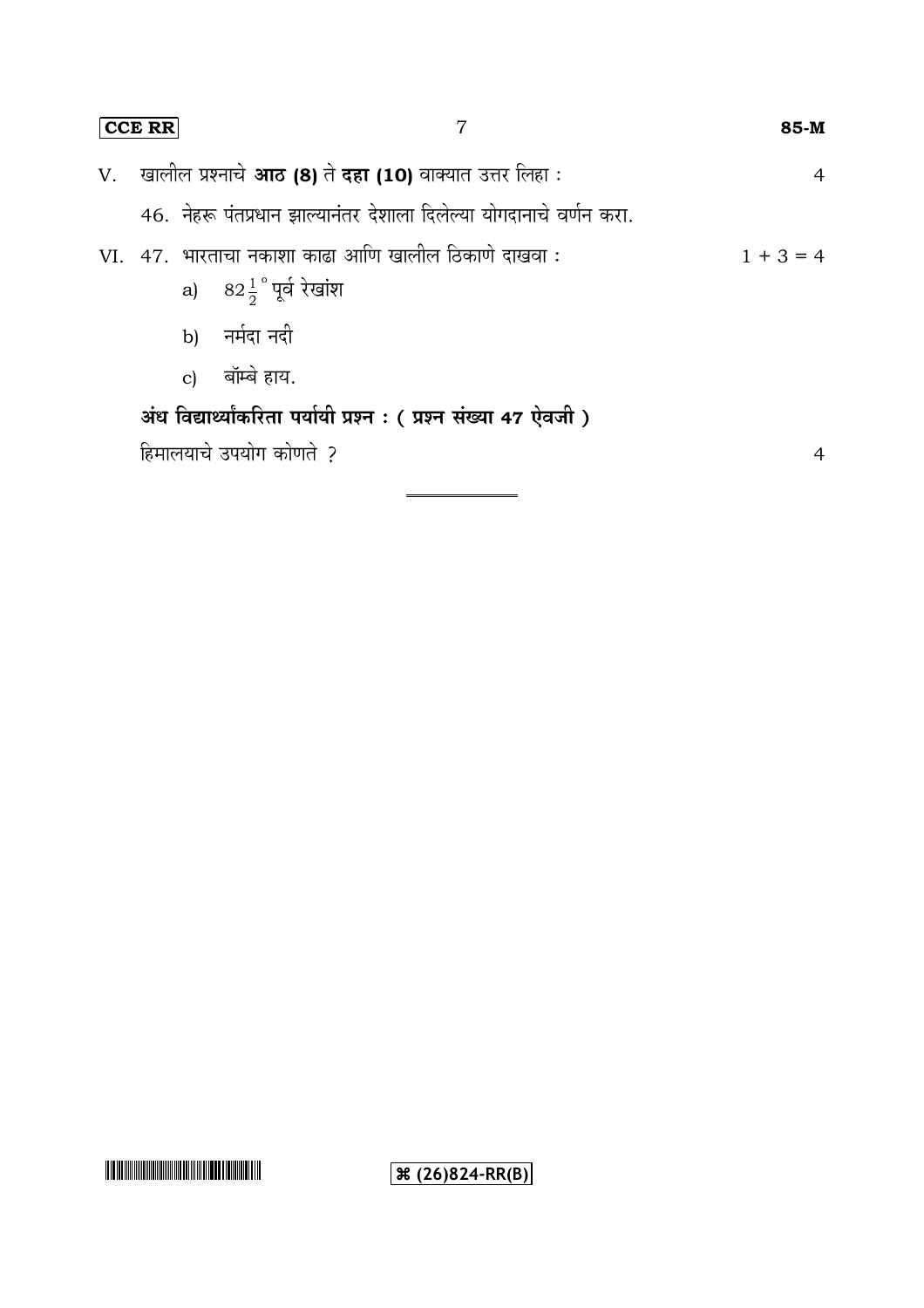V. खालील प्रश्नाचे **आठ (8)** ते **दहा (10)** वाक्यात उत्तर लिहा : 4

46. नेहरू पंतप्रधान झाल्यानंतर देशाला दिलेल्या योगदानाचे वर्णन करा.

VI. 47. भारताचा नकाशा काढा आणि खालील ठिकाणे दाखवा : $1 + 3 = 4$

a) $82\frac{1}{2}^{\circ}$ पूर्व रेखांश

b) नर्मदा नदी

c) बॉम्बे हाय.

**अंध विद्यार्थ्यांकरिता पर्यायी प्रश्न : ( प्रश्न संख्या 47 ऐवजी )**

हिमालयाचे उपयोग कोणते ? 4